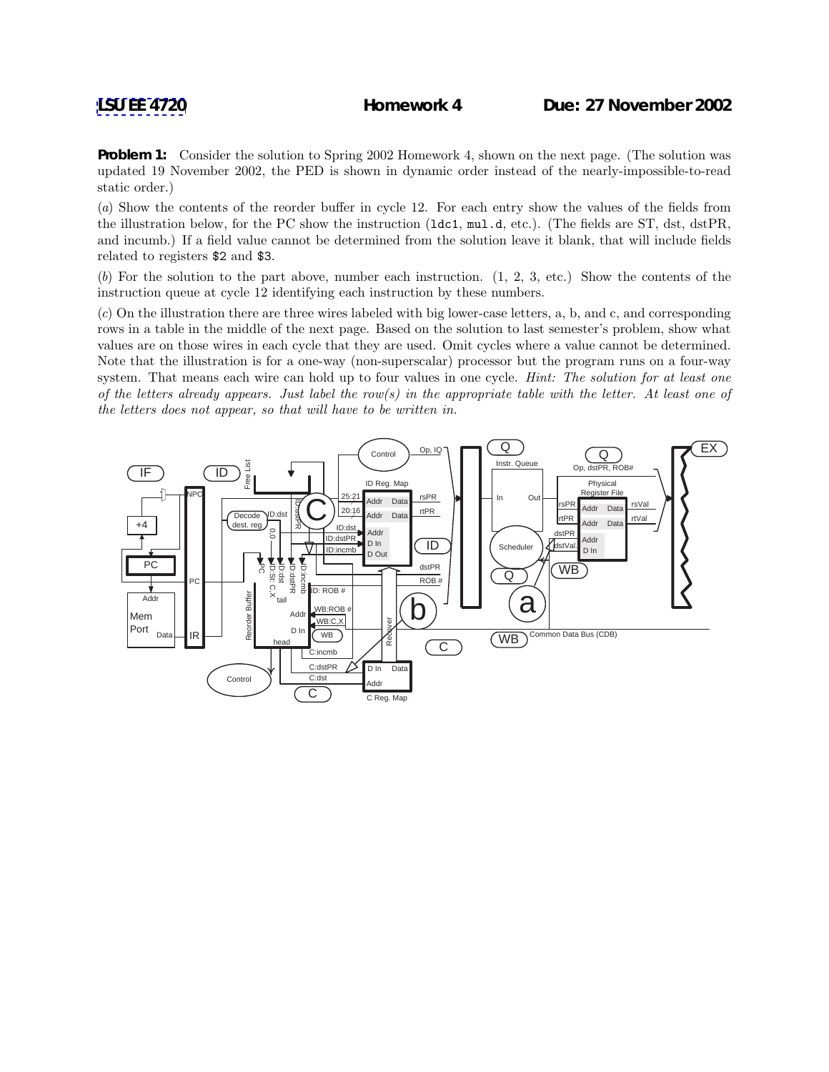LSU EE 4720 **Homework 4** **Due: 27 November 2002**

**Problem 1:** Consider the solution to Spring 2002 Homework 4, shown on the next page. (The solution was updated 19 November 2002, the PED is shown in dynamic order instead of the nearly-impossible-to-read static order.)

(*a*) Show the contents of the reorder buffer in cycle 12. For each entry show the values of the fields from the illustration below, for the PC show the instruction (`ldc1`, `mul.d`, etc.). (The fields are ST, dst, dstPR, and incumb.) If a field value cannot be determined from the solution leave it blank, that will include fields related to registers `$2` and `$3`.

(*b*) For the solution to the part above, number each instruction. (1, 2, 3, etc.) Show the contents of the instruction queue at cycle 12 identifying each instruction by these numbers.

(*c*) On the illustration there are three wires labeled with big lower-case letters, a, b, and c, and corresponding rows in a table in the middle of the next page. Based on the solution to last semester's problem, show what values are on those wires in each cycle that they are used. Omit cycles where a value cannot be determined. Note that the illustration is for a one-way (non-superscalar) processor but the program runs on a four-way system. That means each wire can hold up to four values in one cycle. *Hint: The solution for at least one of the letters already appears. Just label the row(s) in the appropriate table with the letter. At least one of the letters does not appear, so that will have to be written in.*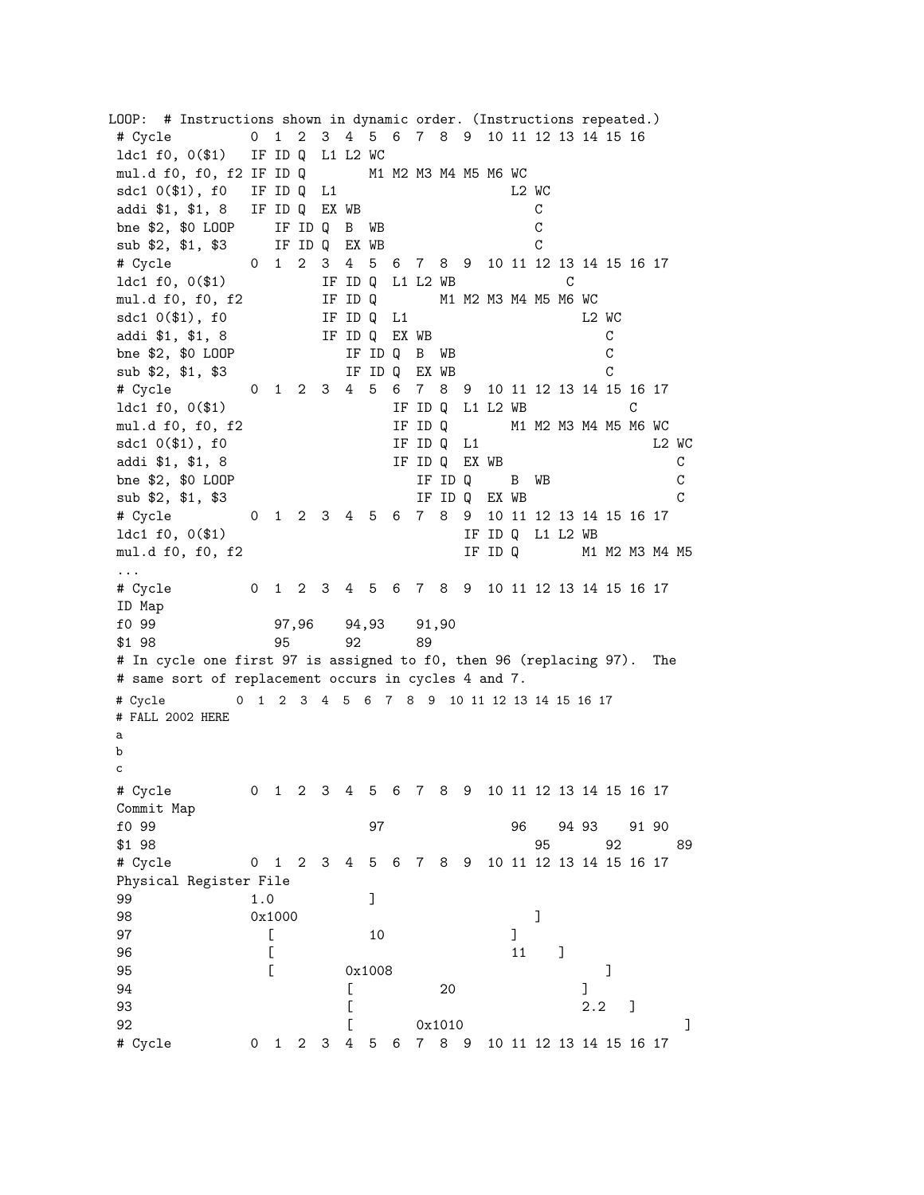```
LOOP:  # Instructions shown in dynamic order. (Instructions repeated.)
 # Cycle          0  1  2  3  4  5  6  7  8  9  10 11 12 13 14 15 16
 ldc1 f0, 0($1)   IF ID Q  L1 L2 WC
 mul.d f0, f0, f2 IF ID Q        M1 M2 M3 M4 M5 M6 WC
 sdc1 0($1), f0   IF ID Q  L1                      L2 WC
 addi $1, $1, 8   IF ID Q  EX WB                      C
 bne $2, $0 LOOP     IF ID Q  B  WB                   C
 sub $2, $1, $3      IF ID Q  EX WB                   C
 # Cycle          0  1  2  3  4  5  6  7  8  9  10 11 12 13 14 15 16 17
 ldc1 f0, 0($1)            IF ID Q  L1 L2 WB             C
 mul.d f0, f0, f2          IF ID Q        M1 M2 M3 M4 M5 M6 WC
 sdc1 0($1), f0            IF ID Q  L1                      L2 WC
 addi $1, $1, 8            IF ID Q  EX WB                      C
 bne $2, $0 LOOP              IF ID Q  B  WB                   C
 sub $2, $1, $3               IF ID Q  EX WB                   C
 # Cycle          0  1  2  3  4  5  6  7  8  9  10 11 12 13 14 15 16 17
 ldc1 f0, 0($1)                     IF ID Q  L1 L2 WB             C
 mul.d f0, f0, f2                   IF ID Q        M1 M2 M3 M4 M5 M6 WC
 sdc1 0($1), f0                     IF ID Q  L1                      L2 WC
 addi $1, $1, 8                     IF ID Q  EX WB                      C
 bne $2, $0 LOOP                       IF ID Q     B  WB                C
 sub $2, $1, $3                        IF ID Q  EX WB                   C
 # Cycle          0  1  2  3  4  5  6  7  8  9  10 11 12 13 14 15 16 17
 ldc1 f0, 0($1)                              IF ID Q  L1 L2 WB
 mul.d f0, f0, f2                            IF ID Q        M1 M2 M3 M4 M5
 ...
 # Cycle          0  1  2  3  4  5  6  7  8  9  10 11 12 13 14 15 16 17
 ID Map
 f0 99              97,96    94,93    91,90
 $1 98              95       92       89
 # In cycle one first 97 is assigned to f0, then 96 (replacing 97).  The
 # same sort of replacement occurs in cycles 4 and 7.
 # Cycle          0  1  2  3  4  5  6  7  8  9  10 11 12 13 14 15 16 17
 # FALL 2002 HERE
 a
 b
 c
 # Cycle          0  1  2  3  4  5  6  7  8  9  10 11 12 13 14 15 16 17
 Commit Map
 f0 99                          97                96    94 93    91 90
 $1 98                                               95       92       89
 # Cycle          0  1  2  3  4  5  6  7  8  9  10 11 12 13 14 15 16 17
 Physical Register File
 99               1.0            ]
 98               0x1000                               ]
 97                 [            10                ]
 96                 [                              11    ]
 95                 [         0x1008                           ]
 94                          [           20                 ]
 93                          [                          2.2   ]
 92                          [       0x1010                          ]
 # Cycle          0  1  2  3  4  5  6  7  8  9  10 11 12 13 14 15 16 17
```